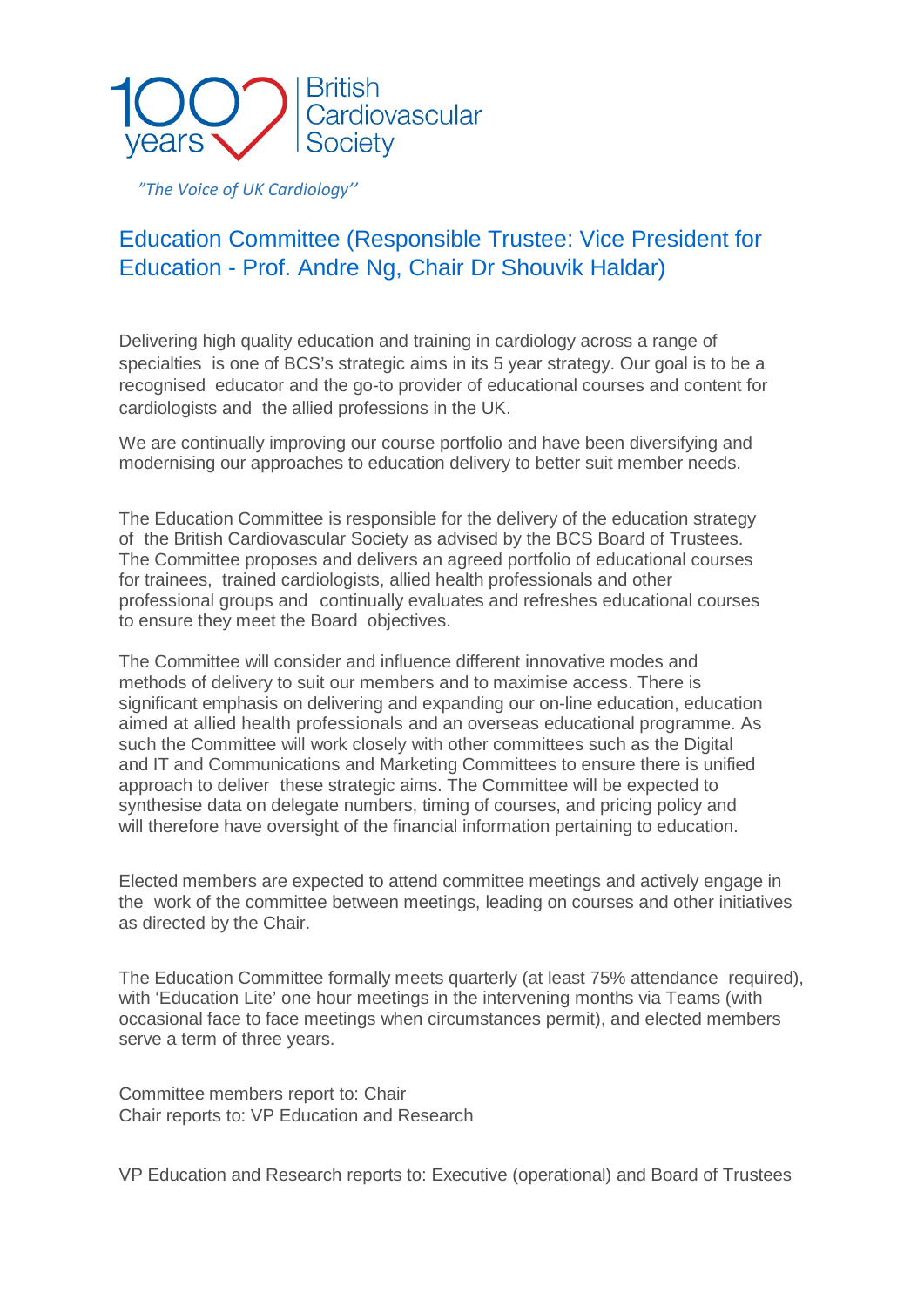100 years British Cardiovascular Society

*"The Voice of UK Cardiology''*

# Education Committee (Responsible Trustee: Vice President for Education - Prof. Andre Ng, Chair Dr Shouvik Haldar)

Delivering high quality education and training in cardiology across a range of specialties is one of BCS's strategic aims in its 5 year strategy. Our goal is to be a recognised educator and the go-to provider of educational courses and content for cardiologists and the allied professions in the UK.

We are continually improving our course portfolio and have been diversifying and modernising our approaches to education delivery to better suit member needs.

The Education Committee is responsible for the delivery of the education strategy of the British Cardiovascular Society as advised by the BCS Board of Trustees. The Committee proposes and delivers an agreed portfolio of educational courses for trainees, trained cardiologists, allied health professionals and other professional groups and continually evaluates and refreshes educational courses to ensure they meet the Board objectives.

The Committee will consider and influence different innovative modes and methods of delivery to suit our members and to maximise access. There is significant emphasis on delivering and expanding our on-line education, education aimed at allied health professionals and an overseas educational programme. As such the Committee will work closely with other committees such as the Digital and IT and Communications and Marketing Committees to ensure there is unified approach to deliver these strategic aims. The Committee will be expected to synthesise data on delegate numbers, timing of courses, and pricing policy and will therefore have oversight of the financial information pertaining to education.

Elected members are expected to attend committee meetings and actively engage in the work of the committee between meetings, leading on courses and other initiatives as directed by the Chair.

The Education Committee formally meets quarterly (at least 75% attendance required), with 'Education Lite' one hour meetings in the intervening months via Teams (with occasional face to face meetings when circumstances permit), and elected members serve a term of three years.

Committee members report to: Chair
Chair reports to: VP Education and Research

VP Education and Research reports to: Executive (operational) and Board of Trustees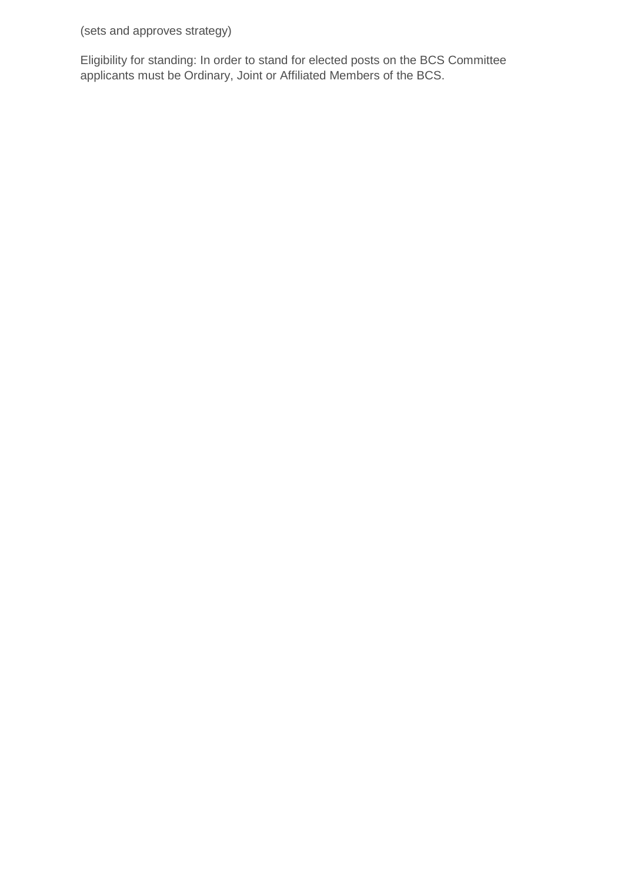(sets and approves strategy)

Eligibility for standing: In order to stand for elected posts on the BCS Committee applicants must be Ordinary, Joint or Affiliated Members of the BCS.